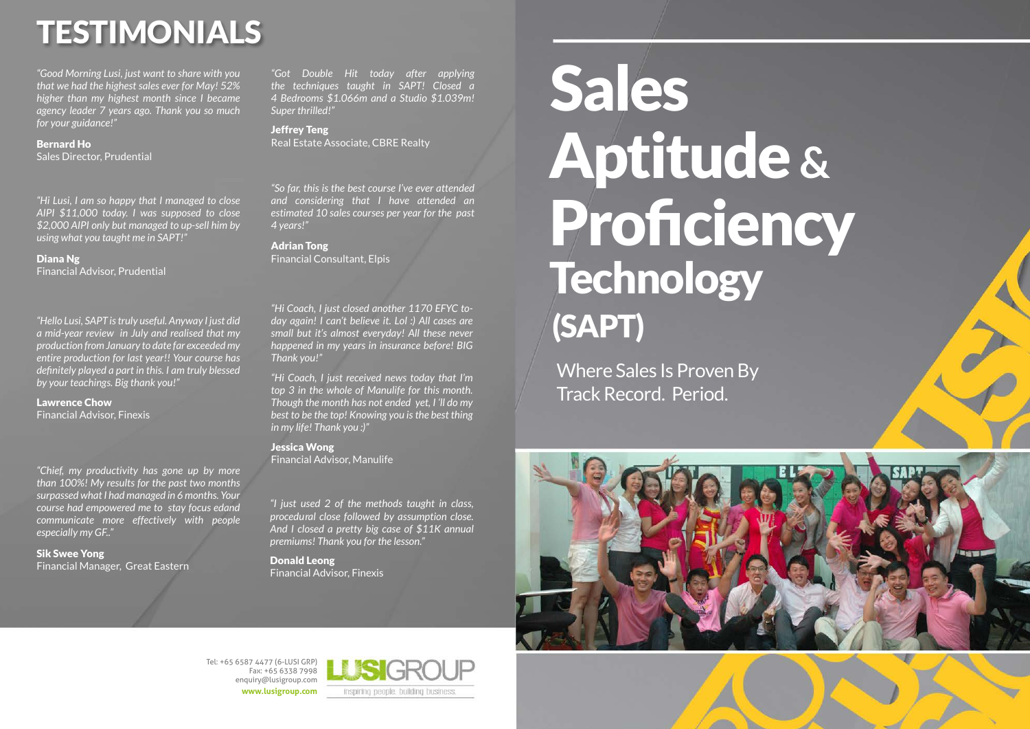# TESTIMONIALS

*"Good Morning Lusi, just want to share with you that we had the highest sales ever for May! 52% higher than my highest month since I became agency leader 7 years ago. Thank you so much for your guidance!"*

**Bernard Ho**
Sales Director, Prudential

*"Hi Lusi, I am so happy that I managed to close AIPI $11,000 today. I was supposed to close $2,000 AIPI only but managed to up-sell him by using what you taught me in SAPT!"*

**Diana Ng**
Financial Advisor, Prudential

*"Hello Lusi, SAPT is truly useful. Anyway I just did a mid-year review in July and realised that my production from January to date far exceeded my entire production for last year!! Your course has definitely played a part in this. I am truly blessed by your teachings. Big thank you!"*

**Lawrence Chow**
Financial Advisor, Finexis

*"Chief, my productivity has gone up by more than 100%! My results for the past two months surpassed what I had managed in 6 months. Your course had empowered me to stay focus edand communicate more effectively with people especially my GF.."*

**Sik Swee Yong**
Financial Manager, Great Eastern

*"Got Double Hit today after applying the techniques taught in SAPT! Closed a 4 Bedrooms $1.066m and a Studio $1.039m! Super thrilled!"*

**Jeffrey Teng**
Real Estate Associate, CBRE Realty

*"So far, this is the best course I've ever attended and considering that I have attended an estimated 10 sales courses per year for the past 4 years!"*

**Adrian Tong**
Financial Consultant, Elpis

*"Hi Coach, I just closed another 1170 EFYC today again! I can't believe it. Lol :) All cases are small but it's almost everyday! All these never happened in my years in insurance before! BIG Thank you!"*

*"Hi Coach, I just received news today that I'm top 3 in the whole of Manulife for this month. Though the month has not ended yet, I 'll do my best to be the top! Knowing you is the best thing in my life! Thank you :)"*

**Jessica Wong**
Financial Advisor, Manulife

*"I just used 2 of the methods taught in class, procedural close followed by assumption close. And I closed a pretty big case of $11K annual premiums! Thank you for the lesson."*

**Donald Leong**
Financial Advisor, Finexis

Tel: +65 6587 4477 (6-LUSI GRP)
Fax: +65 6338 7998
enquiry@lusigroup.com
**www.lusigroup.com**

LUSIGROUP
inspiring people. building business.

# Sales Aptitude & Proficiency Technology (SAPT)

Where Sales Is Proven By Track Record. Period.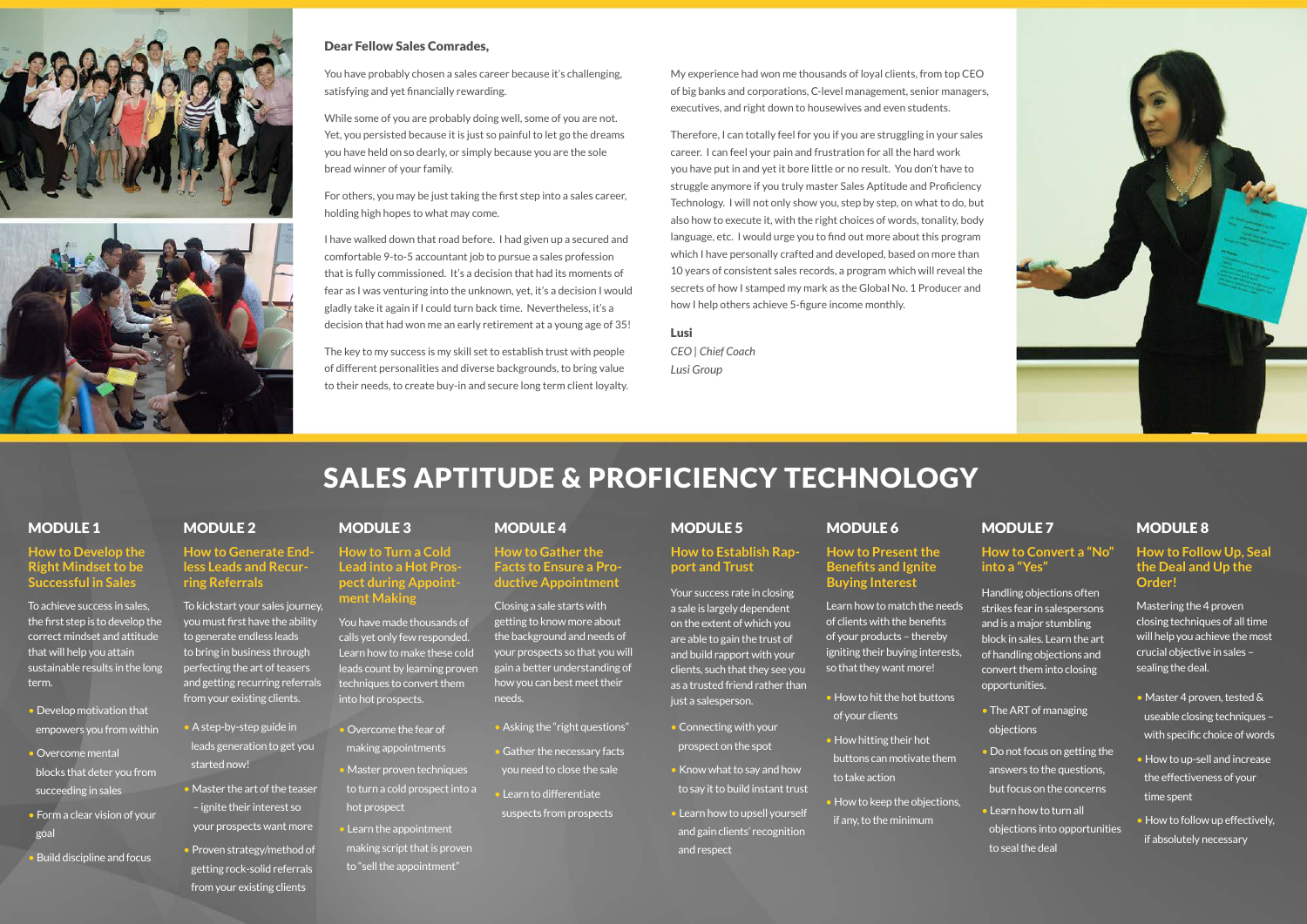**Dear Fellow Sales Comrades,**

You have probably chosen a sales career because it's challenging, satisfying and yet financially rewarding.

While some of you are probably doing well, some of you are not. Yet, you persisted because it is just so painful to let go the dreams you have held on so dearly, or simply because you are the sole bread winner of your family.

For others, you may be just taking the first step into a sales career, holding high hopes to what may come.

I have walked down that road before. I had given up a secured and comfortable 9-to-5 accountant job to pursue a sales profession that is fully commissioned. It's a decision that had its moments of fear as I was venturing into the unknown, yet, it's a decision I would gladly take it again if I could turn back time. Nevertheless, it's a decision that had won me an early retirement at a young age of 35!

The key to my success is my skill set to establish trust with people of different personalities and diverse backgrounds, to bring value to their needs, to create buy-in and secure long term client loyalty.

My experience had won me thousands of loyal clients, from top CEO of big banks and corporations, C-level management, senior managers, executives, and right down to housewives and even students.

Therefore, I can totally feel for you if you are struggling in your sales career. I can feel your pain and frustration for all the hard work you have put in and yet it bore little or no result. You don't have to struggle anymore if you truly master Sales Aptitude and Proficiency Technology. I will not only show you, step by step, on what to do, but also how to execute it, with the right choices of words, tonality, body language, etc. I would urge you to find out more about this program which I have personally crafted and developed, based on more than 10 years of consistent sales records, a program which will reveal the secrets of how I stamped my mark as the Global No. 1 Producer and how I help others achieve 5-figure income monthly.

**Lusi**
*CEO | Chief Coach*
*Lusi Group*

# SALES APTITUDE & PROFICIENCY TECHNOLOGY

## MODULE 1

### How to Develop the Right Mindset to be Successful in Sales

To achieve success in sales, the first step is to develop the correct mindset and attitude that will help you attain sustainable results in the long term.

- Develop motivation that empowers you from within
- Overcome mental blocks that deter you from succeeding in sales
- Form a clear vision of your goal
- Build discipline and focus

## MODULE 2

### How to Generate Endless Leads and Recurring Referrals

To kickstart your sales journey, you must first have the ability to generate endless leads to bring in business through perfecting the art of teasers and getting recurring referrals from your existing clients.

- A step-by-step guide in leads generation to get you started now!
- Master the art of the teaser – ignite their interest so your prospects want more
- Proven strategy/method of getting rock-solid referrals from your existing clients

## MODULE 3

### How to Turn a Cold Lead into a Hot Prospect during Appointment Making

You have made thousands of calls yet only few responded. Learn how to make these cold leads count by learning proven techniques to convert them into hot prospects.

- Overcome the fear of making appointments
- Master proven techniques to turn a cold prospect into a hot prospect
- Learn the appointment making script that is proven to "sell the appointment"

## MODULE 4

### How to Gather the Facts to Ensure a Productive Appointment

Closing a sale starts with getting to know more about the background and needs of your prospects so that you will gain a better understanding of how you can best meet their needs.

- Asking the "right questions"
- Gather the necessary facts you need to close the sale
- Learn to differentiate suspects from prospects

## MODULE 5

### How to Establish Rapport and Trust

Your success rate in closing a sale is largely dependent on the extent of which you are able to gain the trust of and build rapport with your clients, such that they see you as a trusted friend rather than just a salesperson.

- Connecting with your prospect on the spot
- Know what to say and how to say it to build instant trust
- Learn how to upsell yourself and gain clients' recognition and respect

## MODULE 6

### How to Present the Benefits and Ignite Buying Interest

Learn how to match the needs of clients with the benefits of your products – thereby igniting their buying interests, so that they want more!

- How to hit the hot buttons of your clients
- How hitting their hot buttons can motivate them to take action
- How to keep the objections, if any, to the minimum

## MODULE 7

### How to Convert a "No" into a "Yes"

Handling objections often strikes fear in salespersons and is a major stumbling block in sales. Learn the art of handling objections and convert them into closing opportunities.

- The ART of managing objections
- Do not focus on getting the answers to the questions, but focus on the concerns
- Learn how to turn all objections into opportunities to seal the deal

## MODULE 8

### How to Follow Up, Seal the Deal and Up the Order!

Mastering the 4 proven closing techniques of all time will help you achieve the most crucial objective in sales – sealing the deal.

- Master 4 proven, tested & useable closing techniques – with specific choice of words
- How to up-sell and increase the effectiveness of your time spent
- How to follow up effectively, if absolutely necessary